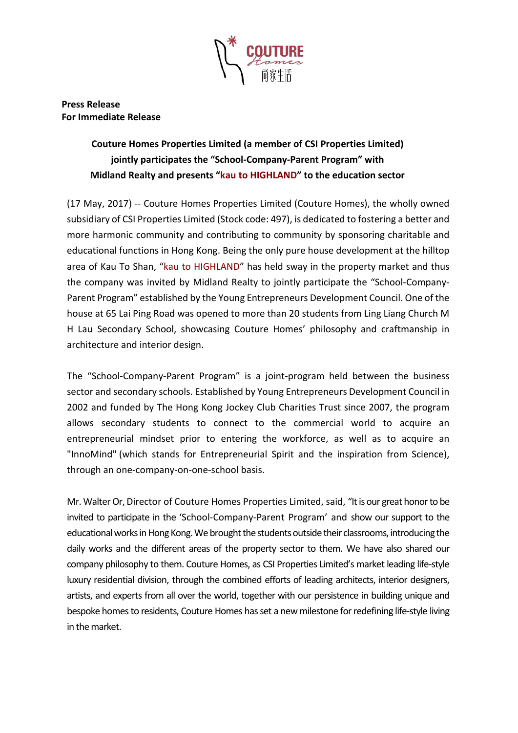**Press Release**
**For Immediate Release**

**Couture Homes Properties Limited (a member of CSI Properties Limited) jointly participates the "School-Company-Parent Program" with Midland Realty and presents "kau to HIGHLAND" to the education sector**

(17 May, 2017) -- Couture Homes Properties Limited (Couture Homes), the wholly owned subsidiary of CSI Properties Limited (Stock code: 497), is dedicated to fostering a better and more harmonic community and contributing to community by sponsoring charitable and educational functions in Hong Kong. Being the only pure house development at the hilltop area of Kau To Shan, "kau to HIGHLAND" has held sway in the property market and thus the company was invited by Midland Realty to jointly participate the "School-Company-Parent Program" established by the Young Entrepreneurs Development Council. One of the house at 65 Lai Ping Road was opened to more than 20 students from Ling Liang Church M H Lau Secondary School, showcasing Couture Homes' philosophy and craftmanship in architecture and interior design.

The "School-Company-Parent Program" is a joint-program held between the business sector and secondary schools. Established by Young Entrepreneurs Development Council in 2002 and funded by The Hong Kong Jockey Club Charities Trust since 2007, the program allows secondary students to connect to the commercial world to acquire an entrepreneurial mindset prior to entering the workforce, as well as to acquire an "InnoMind" (which stands for Entrepreneurial Spirit and the inspiration from Science), through an one-company-on-one-school basis.

Mr. Walter Or, Director of Couture Homes Properties Limited, said, "It is our great honor to be invited to participate in the 'School-Company-Parent Program' and show our support to the educational works in Hong Kong. We brought the students outside their classrooms, introducing the daily works and the different areas of the property sector to them. We have also shared our company philosophy to them. Couture Homes, as CSI Properties Limited's market leading life-style luxury residential division, through the combined efforts of leading architects, interior designers, artists, and experts from all over the world, together with our persistence in building unique and bespoke homes to residents, Couture Homes has set a new milestone for redefining life-style living in the market.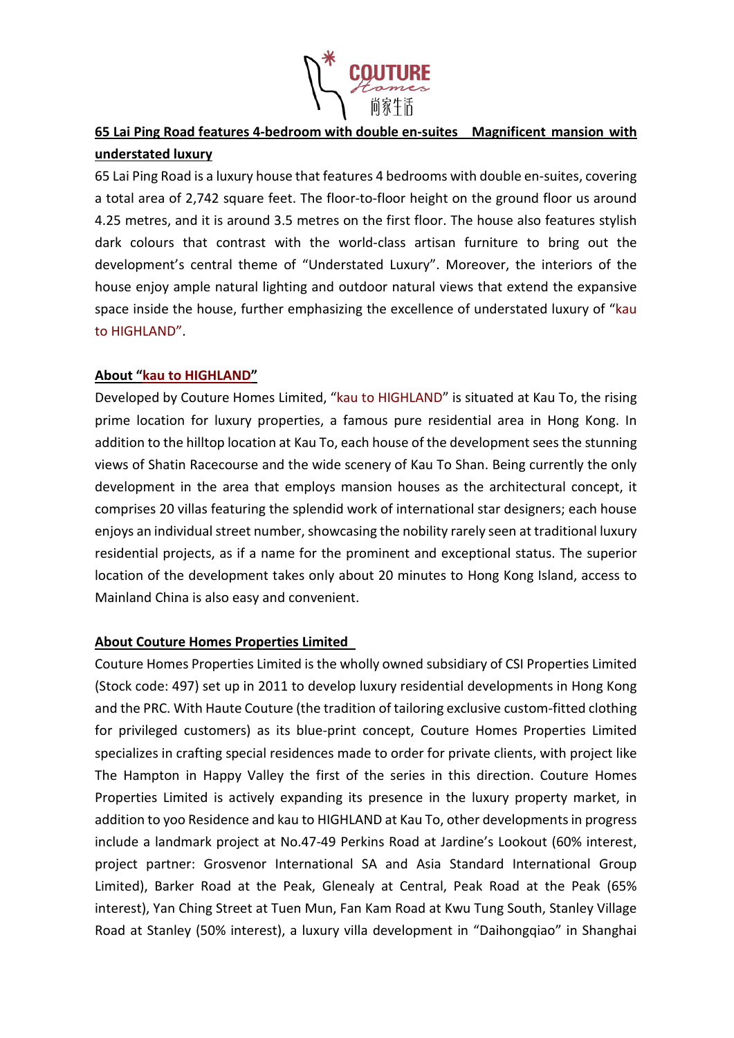**65 Lai Ping Road features 4-bedroom with double en-suites Magnificent mansion with understated luxury**

65 Lai Ping Road is a luxury house that features 4 bedrooms with double en-suites, covering a total area of 2,742 square feet. The floor-to-floor height on the ground floor us around 4.25 metres, and it is around 3.5 metres on the first floor. The house also features stylish dark colours that contrast with the world-class artisan furniture to bring out the development's central theme of "Understated Luxury". Moreover, the interiors of the house enjoy ample natural lighting and outdoor natural views that extend the expansive space inside the house, further emphasizing the excellence of understated luxury of "kau to HIGHLAND".

**About "kau to HIGHLAND"**

Developed by Couture Homes Limited, "kau to HIGHLAND" is situated at Kau To, the rising prime location for luxury properties, a famous pure residential area in Hong Kong. In addition to the hilltop location at Kau To, each house of the development sees the stunning views of Shatin Racecourse and the wide scenery of Kau To Shan. Being currently the only development in the area that employs mansion houses as the architectural concept, it comprises 20 villas featuring the splendid work of international star designers; each house enjoys an individual street number, showcasing the nobility rarely seen at traditional luxury residential projects, as if a name for the prominent and exceptional status. The superior location of the development takes only about 20 minutes to Hong Kong Island, access to Mainland China is also easy and convenient.

**About Couture Homes Properties Limited**

Couture Homes Properties Limited is the wholly owned subsidiary of CSI Properties Limited (Stock code: 497) set up in 2011 to develop luxury residential developments in Hong Kong and the PRC. With Haute Couture (the tradition of tailoring exclusive custom-fitted clothing for privileged customers) as its blue-print concept, Couture Homes Properties Limited specializes in crafting special residences made to order for private clients, with project like The Hampton in Happy Valley the first of the series in this direction. Couture Homes Properties Limited is actively expanding its presence in the luxury property market, in addition to yoo Residence and kau to HIGHLAND at Kau To, other developments in progress include a landmark project at No.47-49 Perkins Road at Jardine's Lookout (60% interest, project partner: Grosvenor International SA and Asia Standard International Group Limited), Barker Road at the Peak, Glenealy at Central, Peak Road at the Peak (65% interest), Yan Ching Street at Tuen Mun, Fan Kam Road at Kwu Tung South, Stanley Village Road at Stanley (50% interest), a luxury villa development in "Daihongqiao" in Shanghai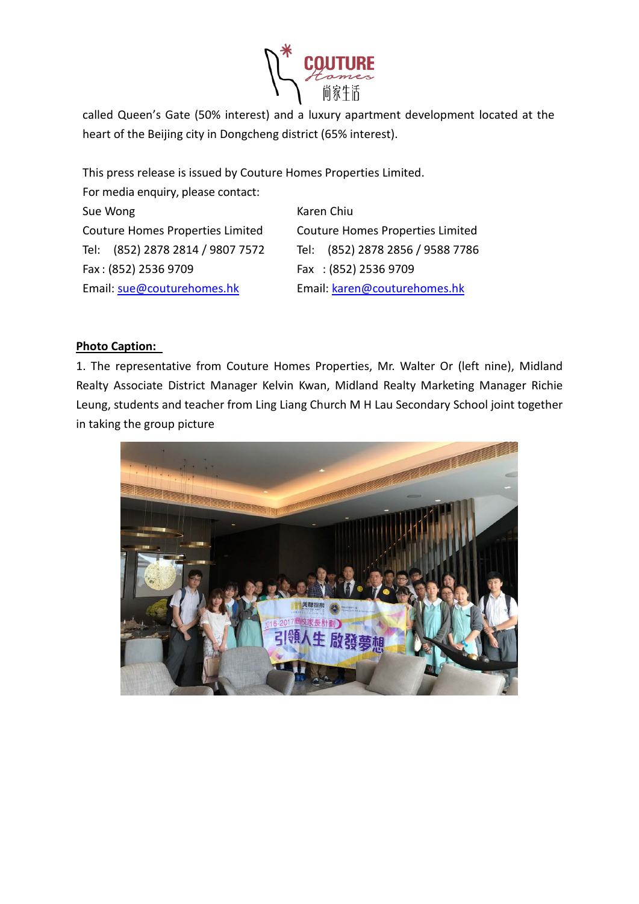called Queen's Gate (50% interest) and a luxury apartment development located at the heart of the Beijing city in Dongcheng district (65% interest).

This press release is issued by Couture Homes Properties Limited.

For media enquiry, please contact:

Sue Wong
Couture Homes Properties Limited
Tel: (852) 2878 2814 / 9807 7572
Fax : (852) 2536 9709
Email: sue@couturehomes.hk

Karen Chiu
Couture Homes Properties Limited
Tel: (852) 2878 2856 / 9588 7786
Fax : (852) 2536 9709
Email: karen@couturehomes.hk

**Photo Caption:**

1. The representative from Couture Homes Properties, Mr. Walter Or (left nine), Midland Realty Associate District Manager Kelvin Kwan, Midland Realty Marketing Manager Richie Leung, students and teacher from Ling Liang Church M H Lau Secondary School joint together in taking the group picture